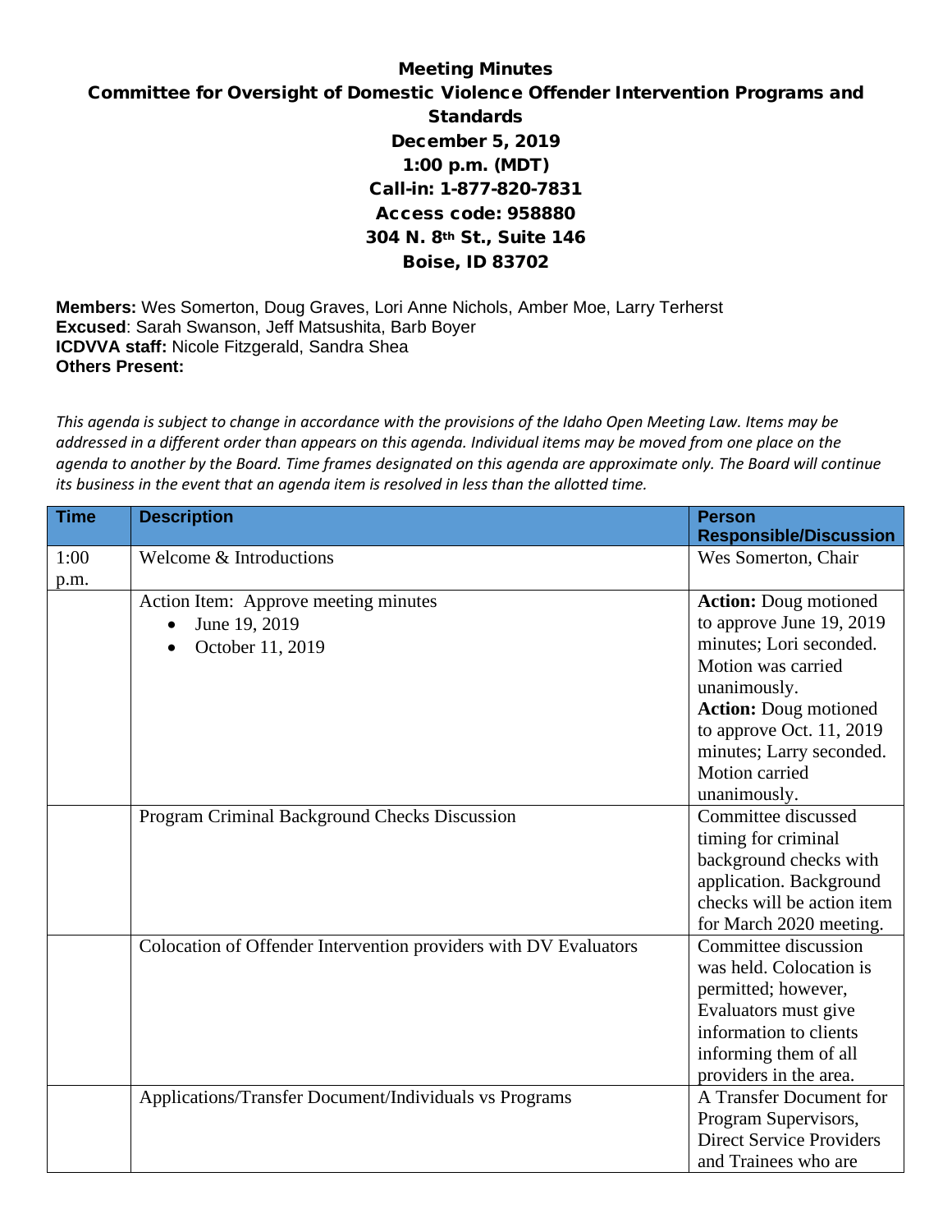# Meeting Minutes

## Committee for Oversight of Domestic Violence Offender Intervention Programs and Standards

**December 5, 2019**
**1:00 p.m. (MDT)**
**Call-in: 1-877-820-7831**
**Access code: 958880**
**304 N. 8th St., Suite 146**
**Boise, ID 83702**

**Members:** Wes Somerton, Doug Graves, Lori Anne Nichols, Amber Moe, Larry Terherst
**Excused**: Sarah Swanson, Jeff Matsushita, Barb Boyer
**ICDVVA staff:** Nicole Fitzgerald, Sandra Shea
**Others Present:**

*This agenda is subject to change in accordance with the provisions of the Idaho Open Meeting Law. Items may be addressed in a different order than appears on this agenda. Individual items may be moved from one place on the agenda to another by the Board. Time frames designated on this agenda are approximate only. The Board will continue its business in the event that an agenda item is resolved in less than the allotted time.*

| Time | Description | Person Responsible/Discussion |
|---|---|---|
| 1:00 p.m. | Welcome & Introductions | Wes Somerton, Chair |
| | Action Item: Approve meeting minutes<br>• June 19, 2019<br>• October 11, 2019 | **Action:** Doug motioned to approve June 19, 2019 minutes; Lori seconded. Motion was carried unanimously.<br>**Action:** Doug motioned to approve Oct. 11, 2019 minutes; Larry seconded. Motion carried unanimously. |
| | Program Criminal Background Checks Discussion | Committee discussed timing for criminal background checks with application. Background checks will be action item for March 2020 meeting. |
| | Colocation of Offender Intervention providers with DV Evaluators | Committee discussion was held. Colocation is permitted; however, Evaluators must give information to clients informing them of all providers in the area. |
| | Applications/Transfer Document/Individuals vs Programs | A Transfer Document for Program Supervisors, Direct Service Providers and Trainees who are |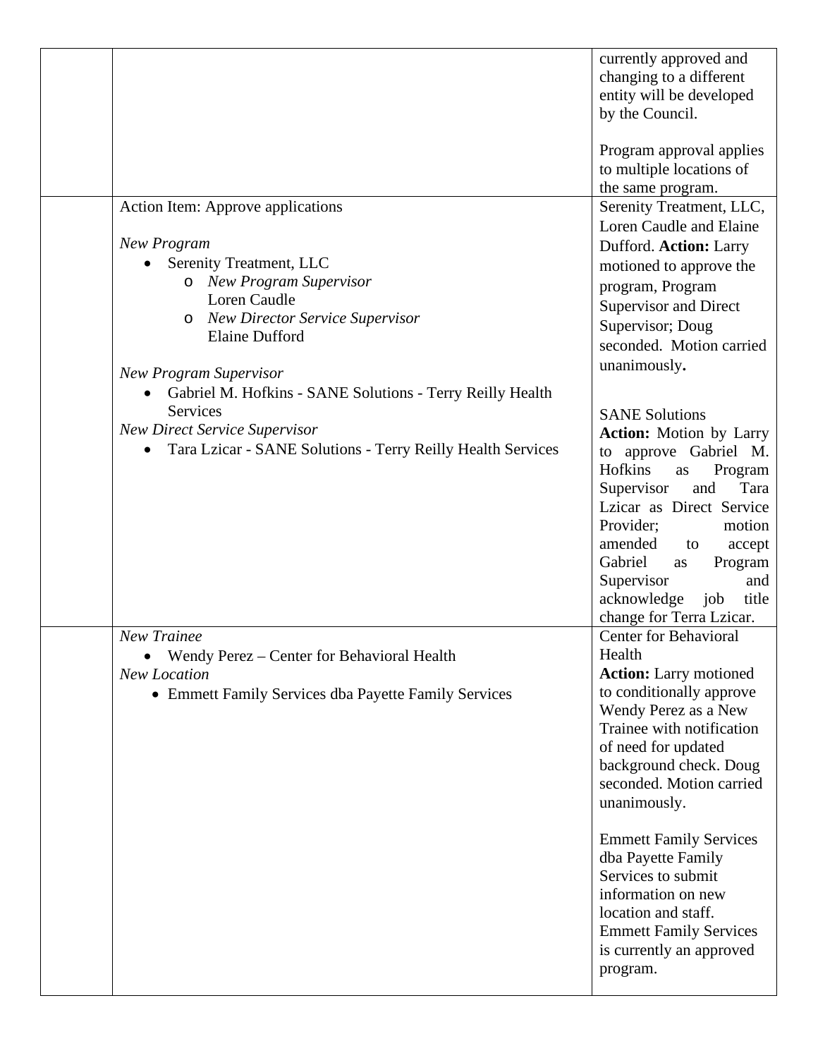|  |  |  |
|---|---|---|
|  |  | currently approved and changing to a different entity will be developed by the Council.<br><br>Program approval applies to multiple locations of the same program. |
|  | Action Item: Approve applications<br><br>*New Program*<br>• Serenity Treatment, LLC<br>  o *New Program Supervisor* Loren Caudle<br>  o *New Director Service Supervisor* Elaine Dufford<br><br>*New Program Supervisor*<br>• Gabriel M. Hofkins - SANE Solutions - Terry Reilly Health Services<br>*New Direct Service Supervisor*<br>• Tara Lzicar - SANE Solutions - Terry Reilly Health Services | Serenity Treatment, LLC, Loren Caudle and Elaine Dufford. **Action:** Larry motioned to approve the program, Program Supervisor and Direct Supervisor; Doug seconded. Motion carried unanimously**.**<br><br>SANE Solutions<br>**Action:** Motion by Larry to approve Gabriel M. Hofkins as Program Supervisor and Tara Lzicar as Direct Service Provider; motion amended to accept Gabriel as Program Supervisor and acknowledge job title change for Terra Lzicar. |
|  | *New Trainee*<br>• Wendy Perez – Center for Behavioral Health<br>*New Location*<br>• Emmett Family Services dba Payette Family Services | Center for Behavioral Health<br>**Action:** Larry motioned to conditionally approve Wendy Perez as a New Trainee with notification of need for updated background check. Doug seconded. Motion carried unanimously.<br><br>Emmett Family Services dba Payette Family Services to submit information on new location and staff. Emmett Family Services is currently an approved program. |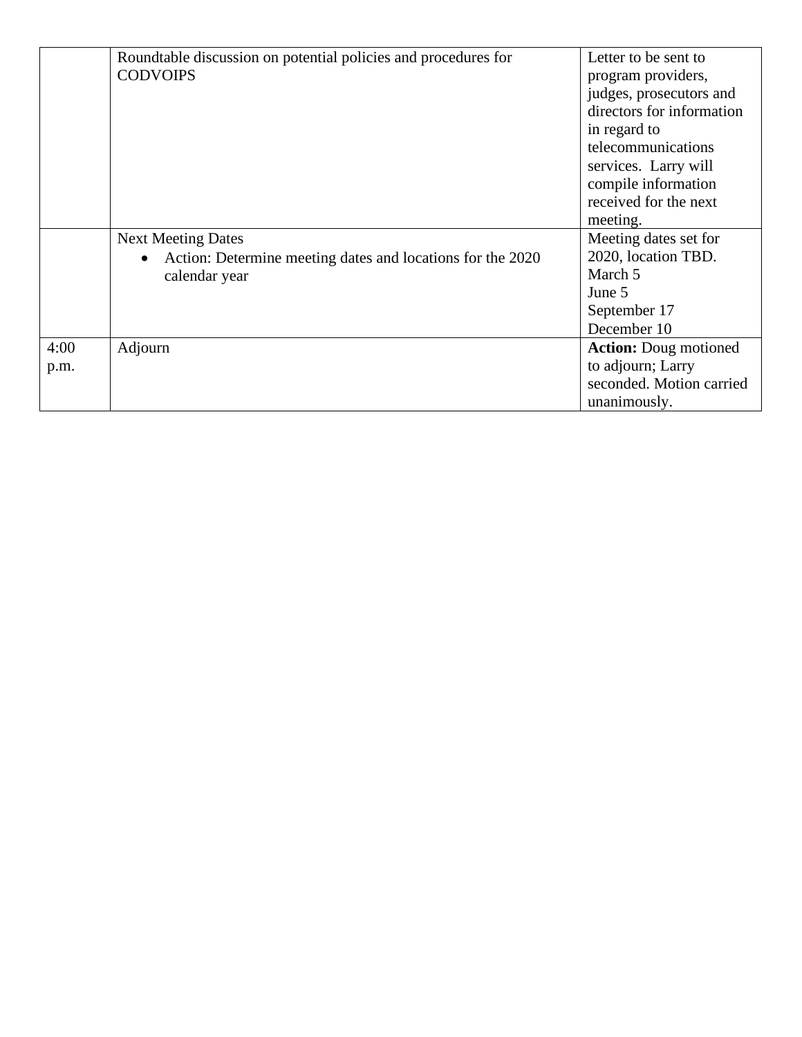| | | |
|---|---|---|
| | Roundtable discussion on potential policies and procedures for CODVOIPS | Letter to be sent to program providers, judges, prosecutors and directors for information in regard to telecommunications services. Larry will compile information received for the next meeting. |
| | Next Meeting Dates<br>• Action: Determine meeting dates and locations for the 2020 calendar year | Meeting dates set for 2020, location TBD.<br>March 5<br>June 5<br>September 17<br>December 10 |
| 4:00 p.m. | Adjourn | **Action:** Doug motioned to adjourn; Larry seconded. Motion carried unanimously. |